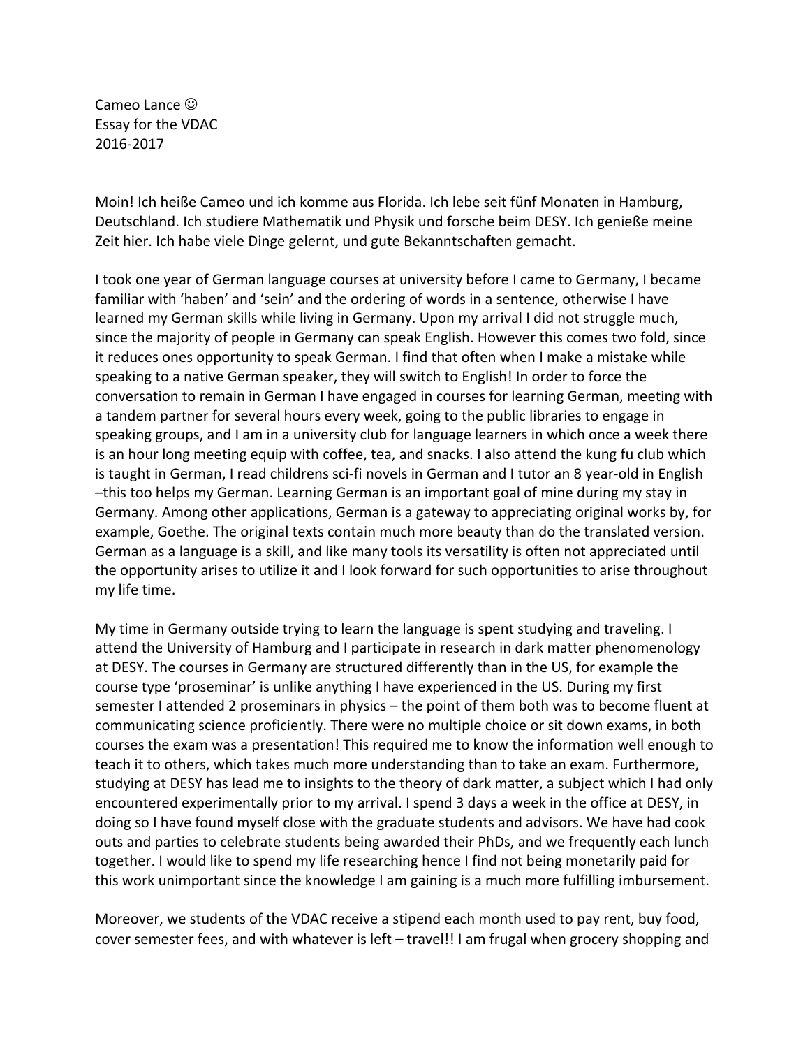Cameo Lance ☺
Essay for the VDAC
2016-2017

Moin! Ich heiße Cameo und ich komme aus Florida. Ich lebe seit fünf Monaten in Hamburg, Deutschland. Ich studiere Mathematik und Physik und forsche beim DESY. Ich genieße meine Zeit hier. Ich habe viele Dinge gelernt, und gute Bekanntschaften gemacht.

I took one year of German language courses at university before I came to Germany, I became familiar with 'haben' and 'sein' and the ordering of words in a sentence, otherwise I have learned my German skills while living in Germany. Upon my arrival I did not struggle much, since the majority of people in Germany can speak English. However this comes two fold, since it reduces ones opportunity to speak German. I find that often when I make a mistake while speaking to a native German speaker, they will switch to English! In order to force the conversation to remain in German I have engaged in courses for learning German, meeting with a tandem partner for several hours every week, going to the public libraries to engage in speaking groups, and I am in a university club for language learners in which once a week there is an hour long meeting equip with coffee, tea, and snacks. I also attend the kung fu club which is taught in German, I read childrens sci-fi novels in German and I tutor an 8 year-old in English –this too helps my German. Learning German is an important goal of mine during my stay in Germany. Among other applications, German is a gateway to appreciating original works by, for example, Goethe. The original texts contain much more beauty than do the translated version. German as a language is a skill, and like many tools its versatility is often not appreciated until the opportunity arises to utilize it and I look forward for such opportunities to arise throughout my life time.

My time in Germany outside trying to learn the language is spent studying and traveling. I attend the University of Hamburg and I participate in research in dark matter phenomenology at DESY. The courses in Germany are structured differently than in the US, for example the course type 'proseminar' is unlike anything I have experienced in the US. During my first semester I attended 2 proseminars in physics – the point of them both was to become fluent at communicating science proficiently. There were no multiple choice or sit down exams, in both courses the exam was a presentation! This required me to know the information well enough to teach it to others, which takes much more understanding than to take an exam. Furthermore, studying at DESY has lead me to insights to the theory of dark matter, a subject which I had only encountered experimentally prior to my arrival. I spend 3 days a week in the office at DESY, in doing so I have found myself close with the graduate students and advisors. We have had cook outs and parties to celebrate students being awarded their PhDs, and we frequently each lunch together. I would like to spend my life researching hence I find not being monetarily paid for this work unimportant since the knowledge I am gaining is a much more fulfilling imbursement.

Moreover, we students of the VDAC receive a stipend each month used to pay rent, buy food, cover semester fees, and with whatever is left – travel!! I am frugal when grocery shopping and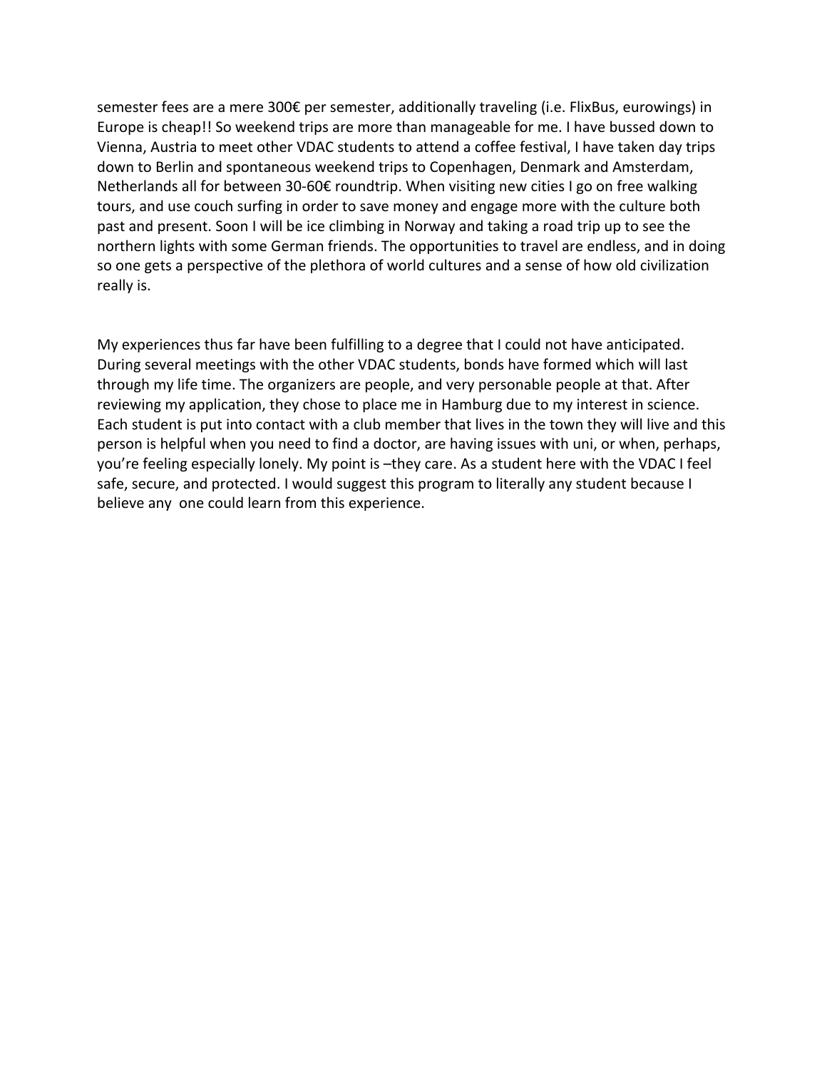semester fees are a mere 300€ per semester, additionally traveling (i.e. FlixBus, eurowings) in Europe is cheap!! So weekend trips are more than manageable for me. I have bussed down to Vienna, Austria to meet other VDAC students to attend a coffee festival, I have taken day trips down to Berlin and spontaneous weekend trips to Copenhagen, Denmark and Amsterdam, Netherlands all for between 30-60€ roundtrip. When visiting new cities I go on free walking tours, and use couch surfing in order to save money and engage more with the culture both past and present. Soon I will be ice climbing in Norway and taking a road trip up to see the northern lights with some German friends. The opportunities to travel are endless, and in doing so one gets a perspective of the plethora of world cultures and a sense of how old civilization really is.

My experiences thus far have been fulfilling to a degree that I could not have anticipated. During several meetings with the other VDAC students, bonds have formed which will last through my life time. The organizers are people, and very personable people at that. After reviewing my application, they chose to place me in Hamburg due to my interest in science. Each student is put into contact with a club member that lives in the town they will live and this person is helpful when you need to find a doctor, are having issues with uni, or when, perhaps, you're feeling especially lonely. My point is –they care. As a student here with the VDAC I feel safe, secure, and protected. I would suggest this program to literally any student because I believe any one could learn from this experience.